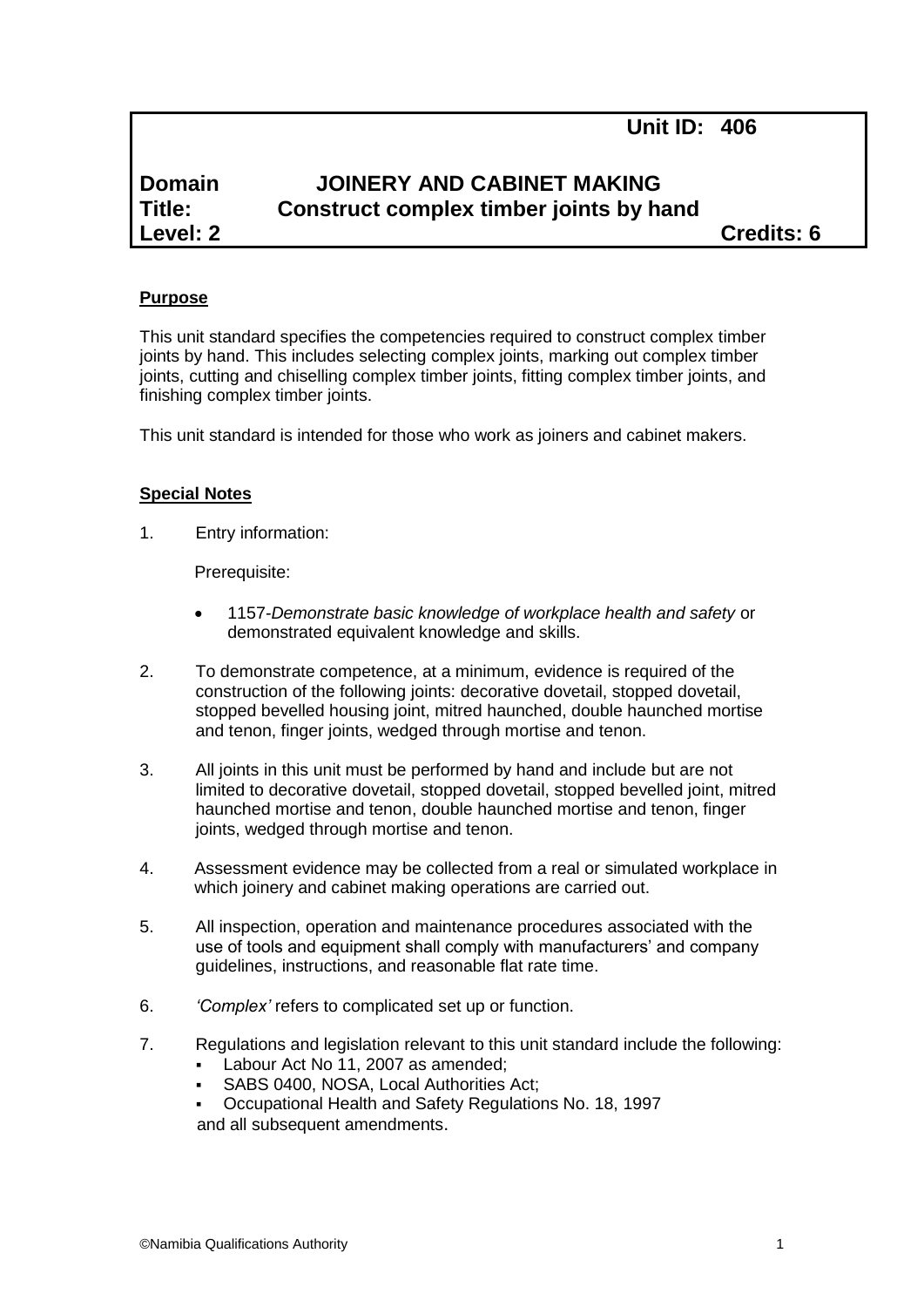**Unit ID: 406**

**Domain** **JOINERY AND CABINET MAKING**
**Title:** **Construct complex timber joints by hand**
**Level: 2** **Credits: 6**

**Purpose**

This unit standard specifies the competencies required to construct complex timber joints by hand. This includes selecting complex joints, marking out complex timber joints, cutting and chiselling complex timber joints, fitting complex timber joints, and finishing complex timber joints.

This unit standard is intended for those who work as joiners and cabinet makers.

**Special Notes**

1. Entry information:

   Prerequisite:

   - 1157-*Demonstrate basic knowledge of workplace health and safety* or demonstrated equivalent knowledge and skills.

2. To demonstrate competence, at a minimum, evidence is required of the construction of the following joints: decorative dovetail, stopped dovetail, stopped bevelled housing joint, mitred haunched, double haunched mortise and tenon, finger joints, wedged through mortise and tenon.

3. All joints in this unit must be performed by hand and include but are not limited to decorative dovetail, stopped dovetail, stopped bevelled joint, mitred haunched mortise and tenon, double haunched mortise and tenon, finger joints, wedged through mortise and tenon.

4. Assessment evidence may be collected from a real or simulated workplace in which joinery and cabinet making operations are carried out.

5. All inspection, operation and maintenance procedures associated with the use of tools and equipment shall comply with manufacturers' and company guidelines, instructions, and reasonable flat rate time.

6. *'Complex'* refers to complicated set up or function.

7. Regulations and legislation relevant to this unit standard include the following:
   - Labour Act No 11, 2007 as amended;
   - SABS 0400, NOSA, Local Authorities Act;
   - Occupational Health and Safety Regulations No. 18, 1997

   and all subsequent amendments.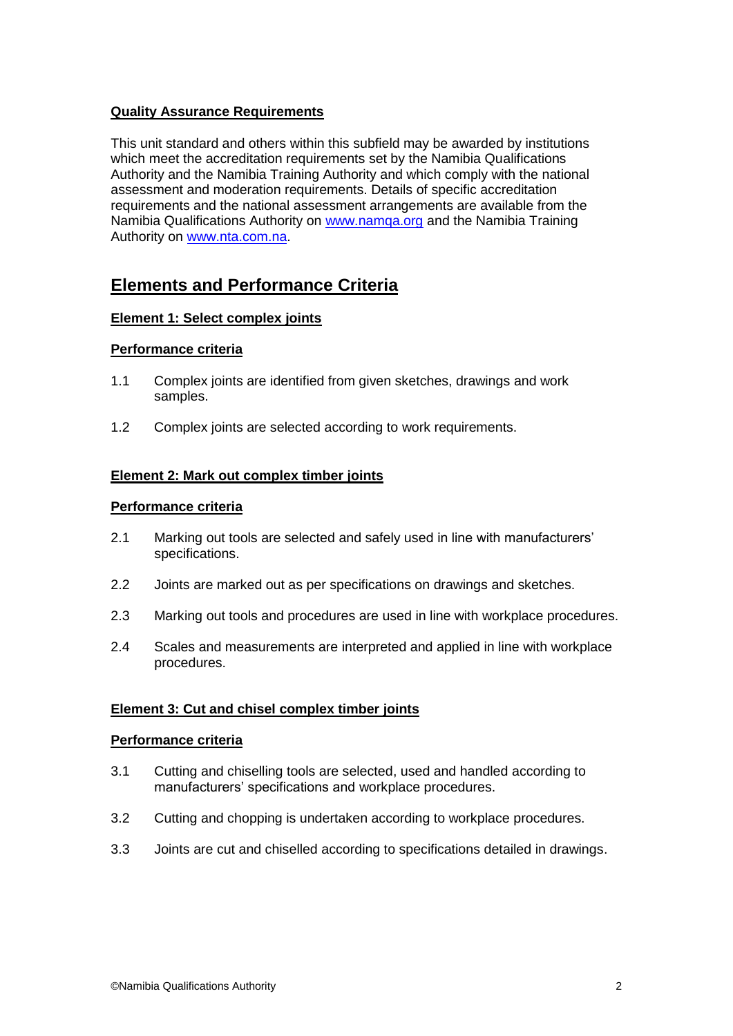**Quality Assurance Requirements**

This unit standard and others within this subfield may be awarded by institutions which meet the accreditation requirements set by the Namibia Qualifications Authority and the Namibia Training Authority and which comply with the national assessment and moderation requirements. Details of specific accreditation requirements and the national assessment arrangements are available from the Namibia Qualifications Authority on www.namqa.org and the Namibia Training Authority on www.nta.com.na.

## Elements and Performance Criteria

### Element 1: Select complex joints

**Performance criteria**

1.1 Complex joints are identified from given sketches, drawings and work samples.

1.2 Complex joints are selected according to work requirements.

### Element 2: Mark out complex timber joints

**Performance criteria**

2.1 Marking out tools are selected and safely used in line with manufacturers' specifications.

2.2 Joints are marked out as per specifications on drawings and sketches.

2.3 Marking out tools and procedures are used in line with workplace procedures.

2.4 Scales and measurements are interpreted and applied in line with workplace procedures.

### Element 3: Cut and chisel complex timber joints

**Performance criteria**

3.1 Cutting and chiselling tools are selected, used and handled according to manufacturers' specifications and workplace procedures.

3.2 Cutting and chopping is undertaken according to workplace procedures.

3.3 Joints are cut and chiselled according to specifications detailed in drawings.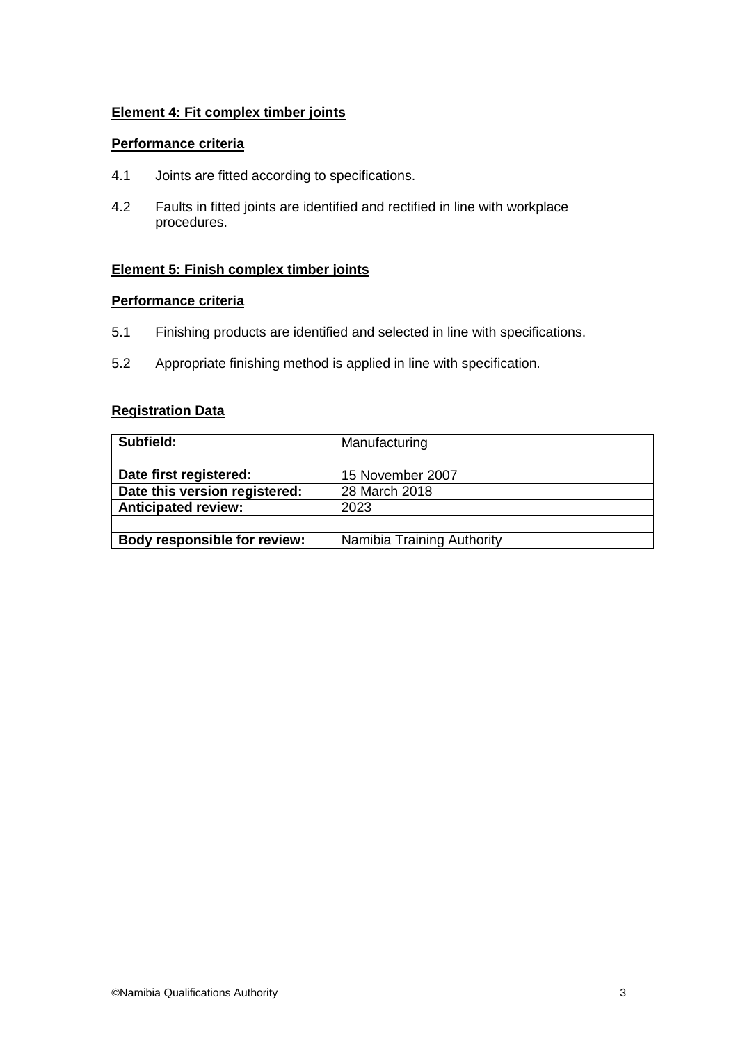**Element 4: Fit complex timber joints**

**Performance criteria**

4.1 Joints are fitted according to specifications.

4.2 Faults in fitted joints are identified and rectified in line with workplace procedures.

**Element 5: Finish complex timber joints**

**Performance criteria**

5.1 Finishing products are identified and selected in line with specifications.

5.2 Appropriate finishing method is applied in line with specification.

**Registration Data**

| | |
|---|---|
| **Subfield:** | Manufacturing |
| | |
| **Date first registered:** | 15 November 2007 |
| **Date this version registered:** | 28 March 2018 |
| **Anticipated review:** | 2023 |
| | |
| **Body responsible for review:** | Namibia Training Authority |

©Namibia Qualifications Authority